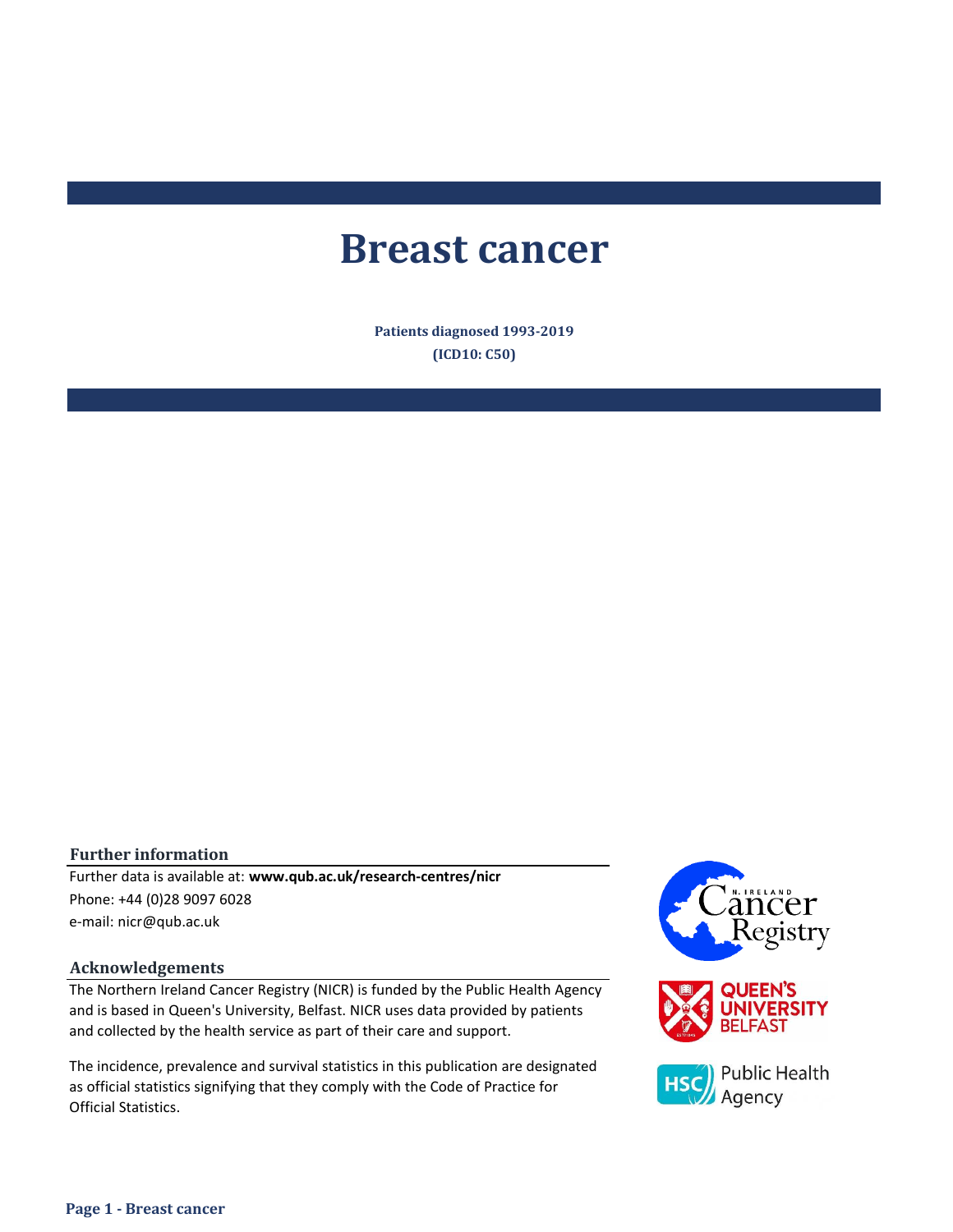# Breast cancer

**Patients diagnosed 1993-2019**

**(ICD10: C50)**

## Further information

Further data is available at: **www.qub.ac.uk/research-centres/nicr**

Phone: +44 (0)28 9097 6028

e-mail: nicr@qub.ac.uk

## Acknowledgements

The Northern Ireland Cancer Registry (NICR) is funded by the Public Health Agency and is based in Queen's University, Belfast. NICR uses data provided by patients and collected by the health service as part of their care and support.

The incidence, prevalence and survival statistics in this publication are designated as official statistics signifying that they comply with the Code of Practice for Official Statistics.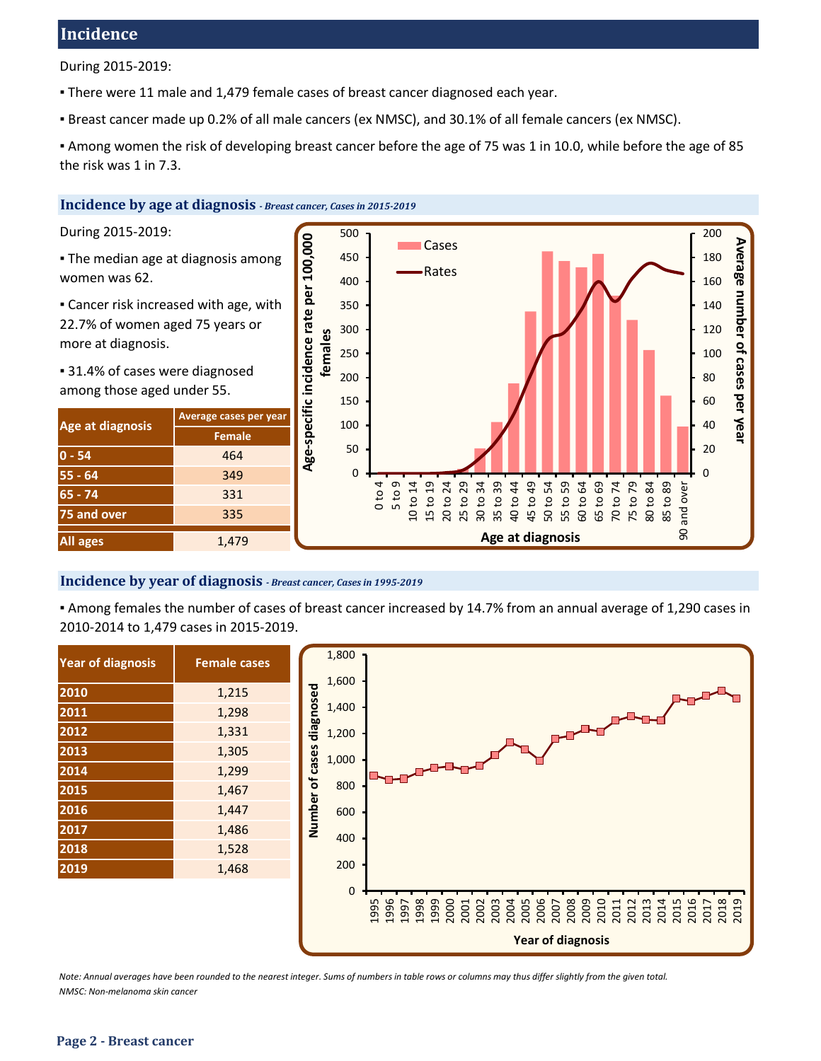# Incidence

During 2015-2019:

- There were 11 male and 1,479 female cases of breast cancer diagnosed each year.
- Breast cancer made up 0.2% of all male cancers (ex NMSC), and 30.1% of all female cancers (ex NMSC).
- Among women the risk of developing breast cancer before the age of 75 was 1 in 10.0, while before the age of 85 the risk was 1 in 7.3.

## Incidence by age at diagnosis *- Breast cancer, Cases in 2015-2019*

During 2015-2019:

- The median age at diagnosis among women was 62.
- Cancer risk increased with age, with 22.7% of women aged 75 years or more at diagnosis.
- 31.4% of cases were diagnosed among those aged under 55.

| Age at diagnosis | Average cases per year |
|---|---|
| | Female |
| 0 - 54 | 464 |
| 55 - 64 | 349 |
| 65 - 74 | 331 |
| 75 and over | 335 |
| All ages | 1,479 |

## Incidence by year of diagnosis *- Breast cancer, Cases in 1995-2019*

- Among females the number of cases of breast cancer increased by 14.7% from an annual average of 1,290 cases in 2010-2014 to 1,479 cases in 2015-2019.

| Year of diagnosis | Female cases |
|---|---|
| 2010 | 1,215 |
| 2011 | 1,298 |
| 2012 | 1,331 |
| 2013 | 1,305 |
| 2014 | 1,299 |
| 2015 | 1,467 |
| 2016 | 1,447 |
| 2017 | 1,486 |
| 2018 | 1,528 |
| 2019 | 1,468 |

*Note: Annual averages have been rounded to the nearest integer. Sums of numbers in table rows or columns may thus differ slightly from the given total.*
*NMSC: Non-melanoma skin cancer*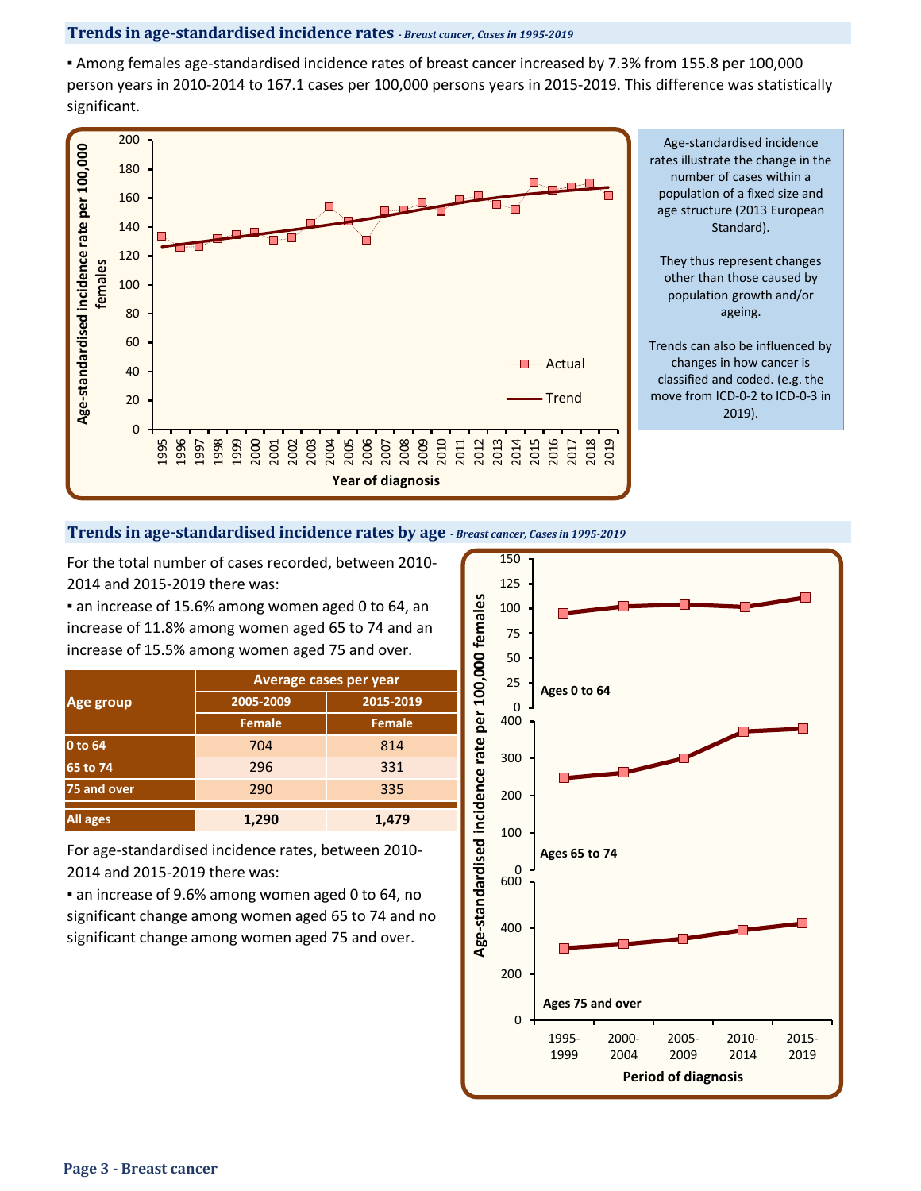## Trends in age-standardised incidence rates *- Breast cancer, Cases in 1995-2019*

▪ Among females age-standardised incidence rates of breast cancer increased by 7.3% from 155.8 per 100,000 person years in 2010-2014 to 167.1 cases per 100,000 persons years in 2015-2019. This difference was statistically significant.

Age-standardised incidence rates illustrate the change in the number of cases within a population of a fixed size and age structure (2013 European Standard).

They thus represent changes other than those caused by population growth and/or ageing.

Trends can also be influenced by changes in how cancer is classified and coded. (e.g. the move from ICD-0-2 to ICD-0-3 in 2019).

## Trends in age-standardised incidence rates by age *- Breast cancer, Cases in 1995-2019*

For the total number of cases recorded, between 2010-2014 and 2015-2019 there was:

▪ an increase of 15.6% among women aged 0 to 64, an increase of 11.8% among women aged 65 to 74 and an increase of 15.5% among women aged 75 and over.

| Age group | Average cases per year | |
|---|---|---|
| | 2005-2009 | 2015-2019 |
| | Female | Female |
| 0 to 64 | 704 | 814 |
| 65 to 74 | 296 | 331 |
| 75 and over | 290 | 335 |
| All ages | **1,290** | **1,479** |

For age-standardised incidence rates, between 2010-2014 and 2015-2019 there was:

▪ an increase of 9.6% among women aged 0 to 64, no significant change among women aged 65 to 74 and no significant change among women aged 75 and over.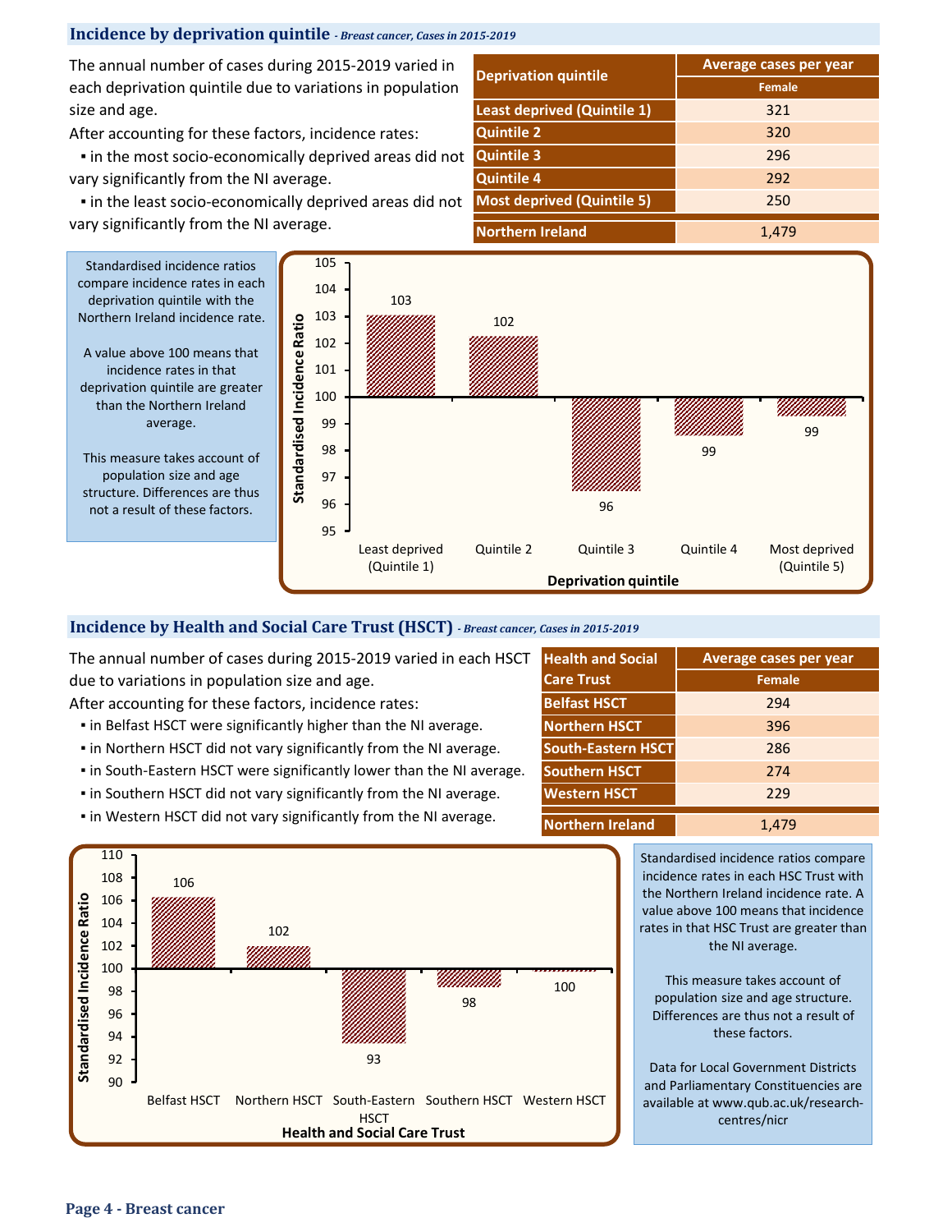## Incidence by deprivation quintile *- Breast cancer, Cases in 2015-2019*

The annual number of cases during 2015-2019 varied in each deprivation quintile due to variations in population size and age.

After accounting for these factors, incidence rates:

- in the most socio-economically deprived areas did not vary significantly from the NI average.
- in the least socio-economically deprived areas did not vary significantly from the NI average.

| Deprivation quintile | Average cases per year |
|---|---|
| | Female |
| Least deprived (Quintile 1) | 321 |
| Quintile 2 | 320 |
| Quintile 3 | 296 |
| Quintile 4 | 292 |
| Most deprived (Quintile 5) | 250 |
| Northern Ireland | 1,479 |

Standardised incidence ratios compare incidence rates in each deprivation quintile with the Northern Ireland incidence rate.

A value above 100 means that incidence rates in that deprivation quintile are greater than the Northern Ireland average.

This measure takes account of population size and age structure. Differences are thus not a result of these factors.

| Deprivation quintile | Standardised Incidence Ratio |
|---|---|
| Least deprived (Quintile 1) | 103 |
| Quintile 2 | 102 |
| Quintile 3 | 96 |
| Quintile 4 | 99 |
| Most deprived (Quintile 5) | 99 |

## Incidence by Health and Social Care Trust (HSCT) *- Breast cancer, Cases in 2015-2019*

The annual number of cases during 2015-2019 varied in each HSCT due to variations in population size and age.

After accounting for these factors, incidence rates:

- in Belfast HSCT were significantly higher than the NI average.
- in Northern HSCT did not vary significantly from the NI average.
- in South-Eastern HSCT were significantly lower than the NI average.
- in Southern HSCT did not vary significantly from the NI average.
- in Western HSCT did not vary significantly from the NI average.

| Health and Social Care Trust | Average cases per year |
|---|---|
| | Female |
| Belfast HSCT | 294 |
| Northern HSCT | 396 |
| South-Eastern HSCT | 286 |
| Southern HSCT | 274 |
| Western HSCT | 229 |
| Northern Ireland | 1,479 |

| Health and Social Care Trust | Standardised Incidence Ratio |
|---|---|
| Belfast HSCT | 106 |
| Northern HSCT | 102 |
| South-Eastern HSCT | 93 |
| Southern HSCT | 98 |
| Western HSCT | 100 |

Standardised incidence ratios compare incidence rates in each HSC Trust with the Northern Ireland incidence rate. A value above 100 means that incidence rates in that HSC Trust are greater than the NI average.

This measure takes account of population size and age structure. Differences are thus not a result of these factors.

Data for Local Government Districts and Parliamentary Constituencies are available at www.qub.ac.uk/research-centres/nicr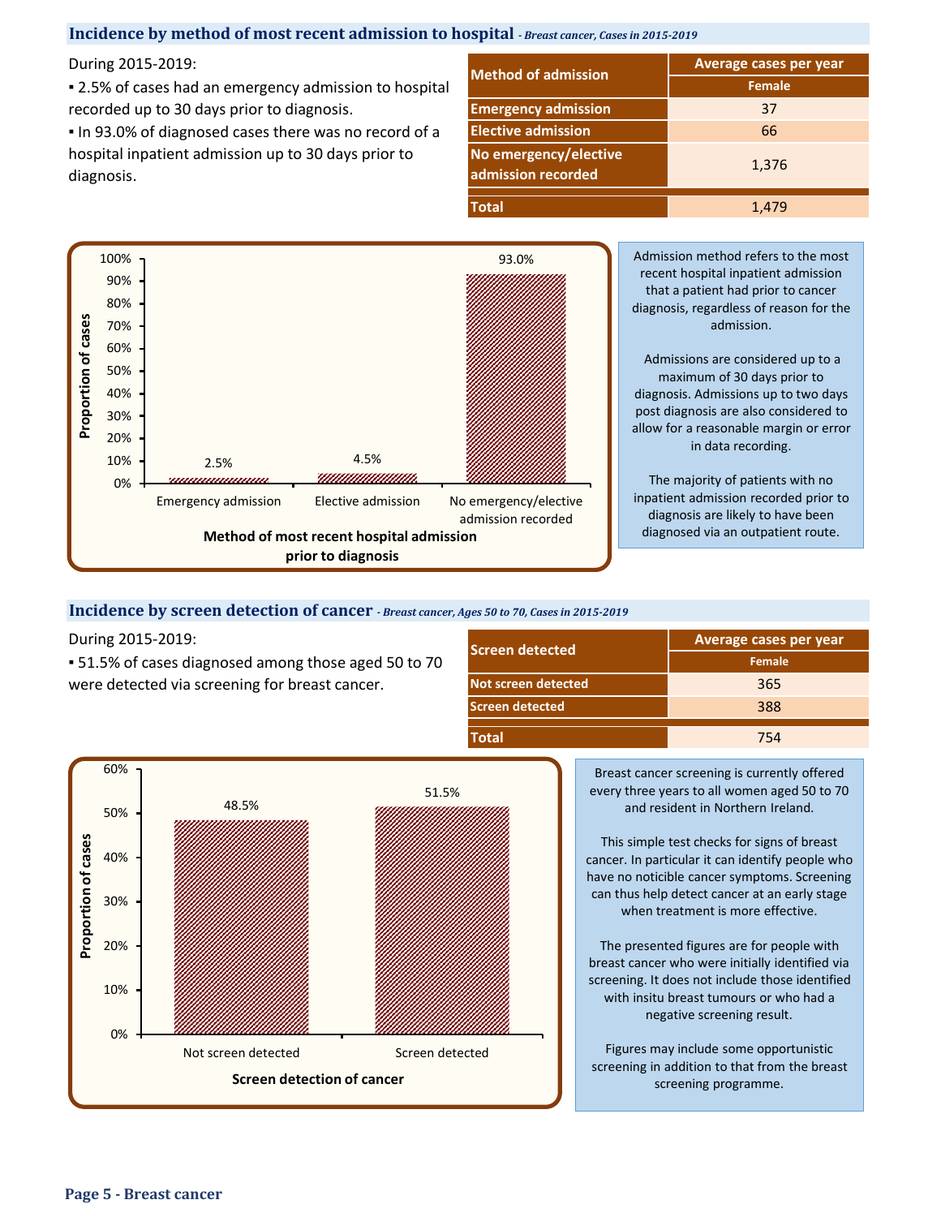## Incidence by method of most recent admission to hospital *- Breast cancer, Cases in 2015-2019*

During 2015-2019:

- 2.5% of cases had an emergency admission to hospital recorded up to 30 days prior to diagnosis.
- In 93.0% of diagnosed cases there was no record of a hospital inpatient admission up to 30 days prior to diagnosis.

| Method of admission | Average cases per year |
|---|---|
| | Female |
| Emergency admission | 37 |
| Elective admission | 66 |
| No emergency/elective admission recorded | 1,376 |
| Total | 1,479 |

**Method of most recent hospital admission prior to diagnosis** (Proportion of cases)

| Method | Proportion of cases |
|---|---|
| Emergency admission | 2.5% |
| Elective admission | 4.5% |
| No emergency/elective admission recorded | 93.0% |

Admission method refers to the most recent hospital inpatient admission that a patient had prior to cancer diagnosis, regardless of reason for the admission.

Admissions are considered up to a maximum of 30 days prior to diagnosis. Admissions up to two days post diagnosis are also considered to allow for a reasonable margin or error in data recording.

The majority of patients with no inpatient admission recorded prior to diagnosis are likely to have been diagnosed via an outpatient route.

## Incidence by screen detection of cancer *- Breast cancer, Ages 50 to 70, Cases in 2015-2019*

During 2015-2019:

- 51.5% of cases diagnosed among those aged 50 to 70 were detected via screening for breast cancer.

| Screen detected | Average cases per year |
|---|---|
| | Female |
| Not screen detected | 365 |
| Screen detected | 388 |
| Total | 754 |

**Screen detection of cancer** (Proportion of cases)

| Screen detection | Proportion of cases |
|---|---|
| Not screen detected | 48.5% |
| Screen detected | 51.5% |

Breast cancer screening is currently offered every three years to all women aged 50 to 70 and resident in Northern Ireland.

This simple test checks for signs of breast cancer. In particular it can identify people who have no noticible cancer symptoms. Screening can thus help detect cancer at an early stage when treatment is more effective.

The presented figures are for people with breast cancer who were initially identified via screening. It does not include those identified with insitu breast tumours or who had a negative screening result.

Figures may include some opportunistic screening in addition to that from the breast screening programme.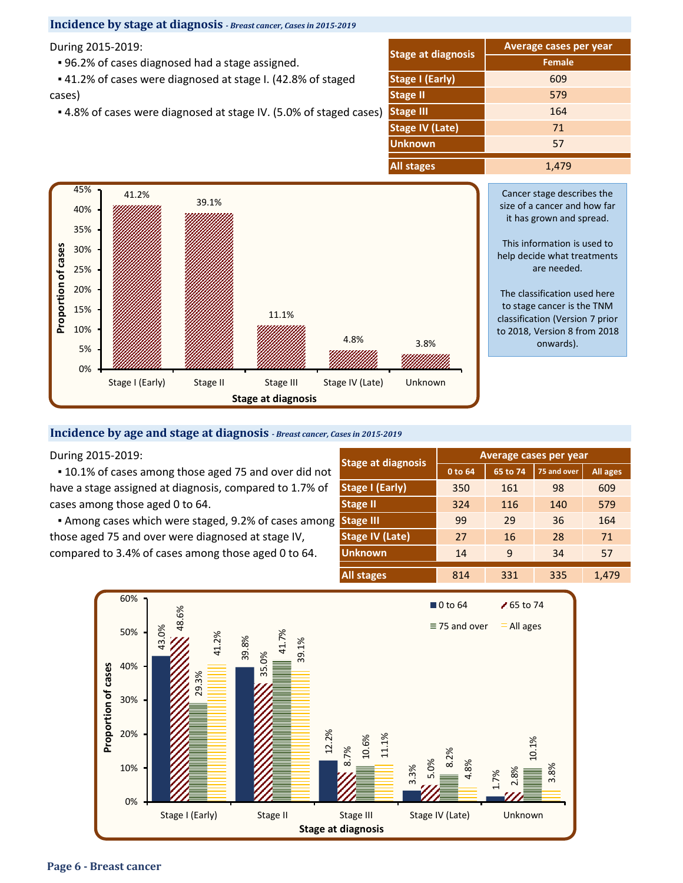## Incidence by stage at diagnosis *- Breast cancer, Cases in 2015-2019*

During 2015-2019:

- 96.2% of cases diagnosed had a stage assigned.
- 41.2% of cases were diagnosed at stage I. (42.8% of staged cases)
- 4.8% of cases were diagnosed at stage IV. (5.0% of staged cases)

| Stage at diagnosis | Average cases per year |
|---|---|
| | Female |
| Stage I (Early) | 609 |
| Stage II | 579 |
| Stage III | 164 |
| Stage IV (Late) | 71 |
| Unknown | 57 |
| All stages | 1,479 |

| Stage at diagnosis | Proportion of cases |
|---|---|
| Stage I (Early) | 41.2% |
| Stage II | 39.1% |
| Stage III | 11.1% |
| Stage IV (Late) | 4.8% |
| Unknown | 3.8% |

Cancer stage describes the size of a cancer and how far it has grown and spread.

This information is used to help decide what treatments are needed.

The classification used here to stage cancer is the TNM classification (Version 7 prior to 2018, Version 8 from 2018 onwards).

## Incidence by age and stage at diagnosis *- Breast cancer, Cases in 2015-2019*

During 2015-2019:

- 10.1% of cases among those aged 75 and over did not have a stage assigned at diagnosis, compared to 1.7% of cases among those aged 0 to 64.
- Among cases which were staged, 9.2% of cases among those aged 75 and over were diagnosed at stage IV, compared to 3.4% of cases among those aged 0 to 64.

| Stage at diagnosis | Average cases per year | | | |
|---|---|---|---|---|
| | 0 to 64 | 65 to 74 | 75 and over | All ages |
| Stage I (Early) | 350 | 161 | 98 | 609 |
| Stage II | 324 | 116 | 140 | 579 |
| Stage III | 99 | 29 | 36 | 164 |
| Stage IV (Late) | 27 | 16 | 28 | 71 |
| Unknown | 14 | 9 | 34 | 57 |
| All stages | 814 | 331 | 335 | 1,479 |

| Stage at diagnosis | 0 to 64 | 65 to 74 | 75 and over | All ages |
|---|---|---|---|---|
| Stage I (Early) | 43.0% | 48.6% | 29.3% | 41.2% |
| Stage II | 39.8% | 35.0% | 41.7% | 39.1% |
| Stage III | 12.2% | 8.7% | 10.6% | 11.1% |
| Stage IV (Late) | 3.3% | 5.0% | 8.2% | 4.8% |
| Unknown | 1.7% | 2.8% | 10.1% | 3.8% |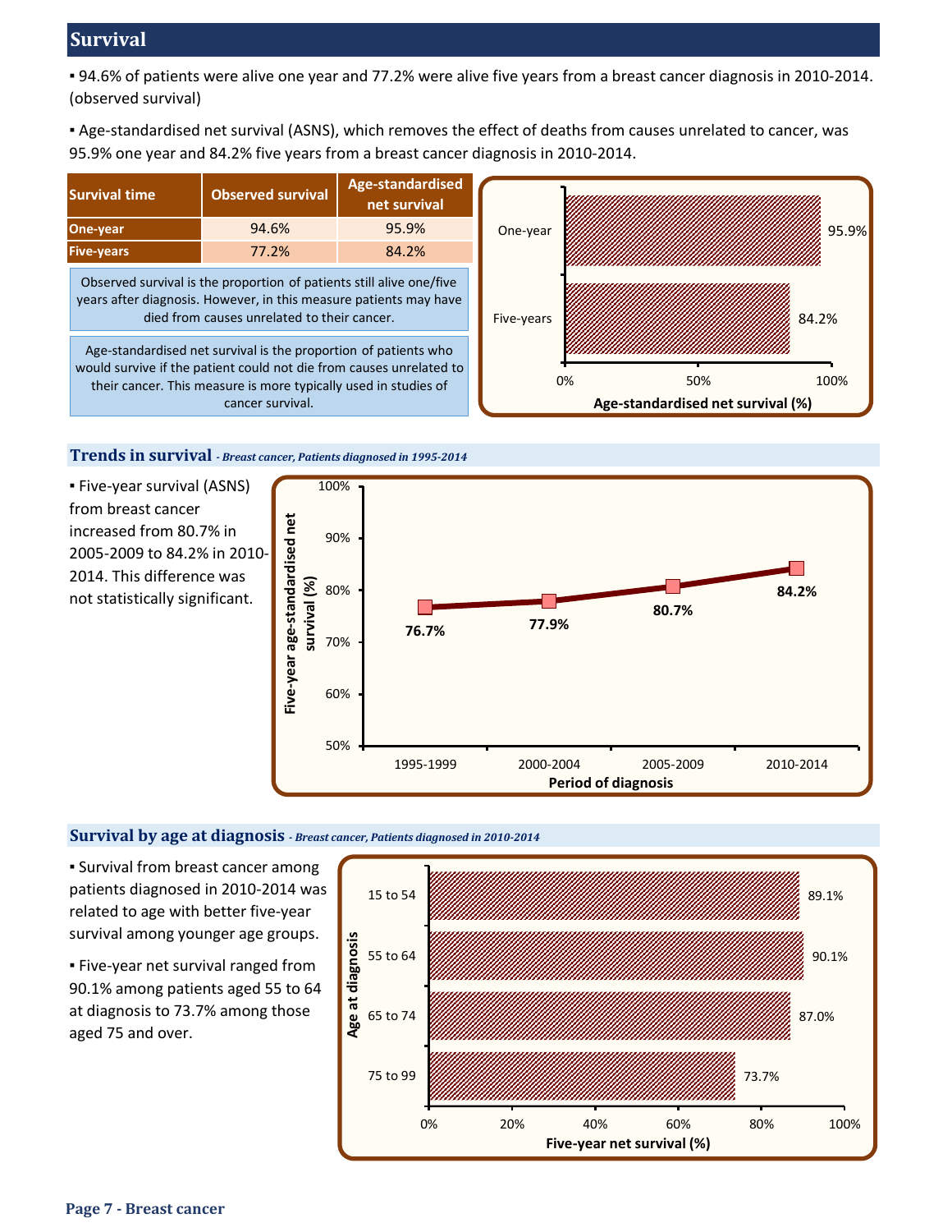## Survival

- 94.6% of patients were alive one year and 77.2% were alive five years from a breast cancer diagnosis in 2010-2014. (observed survival)

- Age-standardised net survival (ASNS), which removes the effect of deaths from causes unrelated to cancer, was 95.9% one year and 84.2% five years from a breast cancer diagnosis in 2010-2014.

| Survival time | Observed survival | Age-standardised net survival |
|---|---|---|
| One-year | 94.6% | 95.9% |
| Five-years | 77.2% | 84.2% |

Observed survival is the proportion of patients still alive one/five years after diagnosis. However, in this measure patients may have died from causes unrelated to their cancer.

Age-standardised net survival is the proportion of patients who would survive if the patient could not die from causes unrelated to their cancer. This measure is more typically used in studies of cancer survival.

| | Age-standardised net survival (%) |
|---|---|
| One-year | 95.9% |
| Five-years | 84.2% |

### Trends in survival *- Breast cancer, Patients diagnosed in 1995-2014*

- Five-year survival (ASNS) from breast cancer increased from 80.7% in 2005-2009 to 84.2% in 2010-2014. This difference was not statistically significant.

| Period of diagnosis | Five-year age-standardised net survival (%) |
|---|---|
| 1995-1999 | 76.7% |
| 2000-2004 | 77.9% |
| 2005-2009 | 80.7% |
| 2010-2014 | 84.2% |

### Survival by age at diagnosis *- Breast cancer, Patients diagnosed in 2010-2014*

- Survival from breast cancer among patients diagnosed in 2010-2014 was related to age with better five-year survival among younger age groups.

- Five-year net survival ranged from 90.1% among patients aged 55 to 64 at diagnosis to 73.7% among those aged 75 and over.

| Age at diagnosis | Five-year net survival (%) |
|---|---|
| 15 to 54 | 89.1% |
| 55 to 64 | 90.1% |
| 65 to 74 | 87.0% |
| 75 to 99 | 73.7% |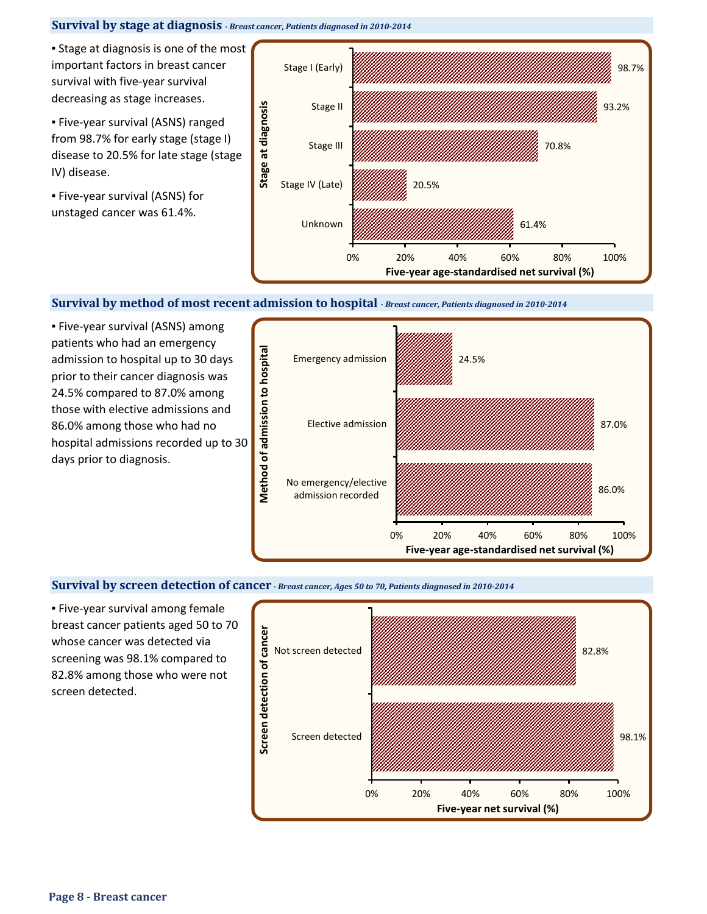## Survival by stage at diagnosis *- Breast cancer, Patients diagnosed in 2010-2014*

- Stage at diagnosis is one of the most important factors in breast cancer survival with five-year survival decreasing as stage increases.
- Five-year survival (ASNS) ranged from 98.7% for early stage (stage I) disease to 20.5% for late stage (stage IV) disease.
- Five-year survival (ASNS) for unstaged cancer was 61.4%.

| Stage at diagnosis | Five-year age-standardised net survival (%) |
|---|---|
| Stage I (Early) | 98.7% |
| Stage II | 93.2% |
| Stage III | 70.8% |
| Stage IV (Late) | 20.5% |
| Unknown | 61.4% |

## Survival by method of most recent admission to hospital *- Breast cancer, Patients diagnosed in 2010-2014*

- Five-year survival (ASNS) among patients who had an emergency admission to hospital up to 30 days prior to their cancer diagnosis was 24.5% compared to 87.0% among those with elective admissions and 86.0% among those who had no hospital admissions recorded up to 30 days prior to diagnosis.

| Method of admission to hospital | Five-year age-standardised net survival (%) |
|---|---|
| Emergency admission | 24.5% |
| Elective admission | 87.0% |
| No emergency/elective admission recorded | 86.0% |

## Survival by screen detection of cancer *- Breast cancer, Ages 50 to 70, Patients diagnosed in 2010-2014*

- Five-year survival among female breast cancer patients aged 50 to 70 whose cancer was detected via screening was 98.1% compared to 82.8% among those who were not screen detected.

| Screen detection of cancer | Five-year net survival (%) |
|---|---|
| Not screen detected | 82.8% |
| Screen detected | 98.1% |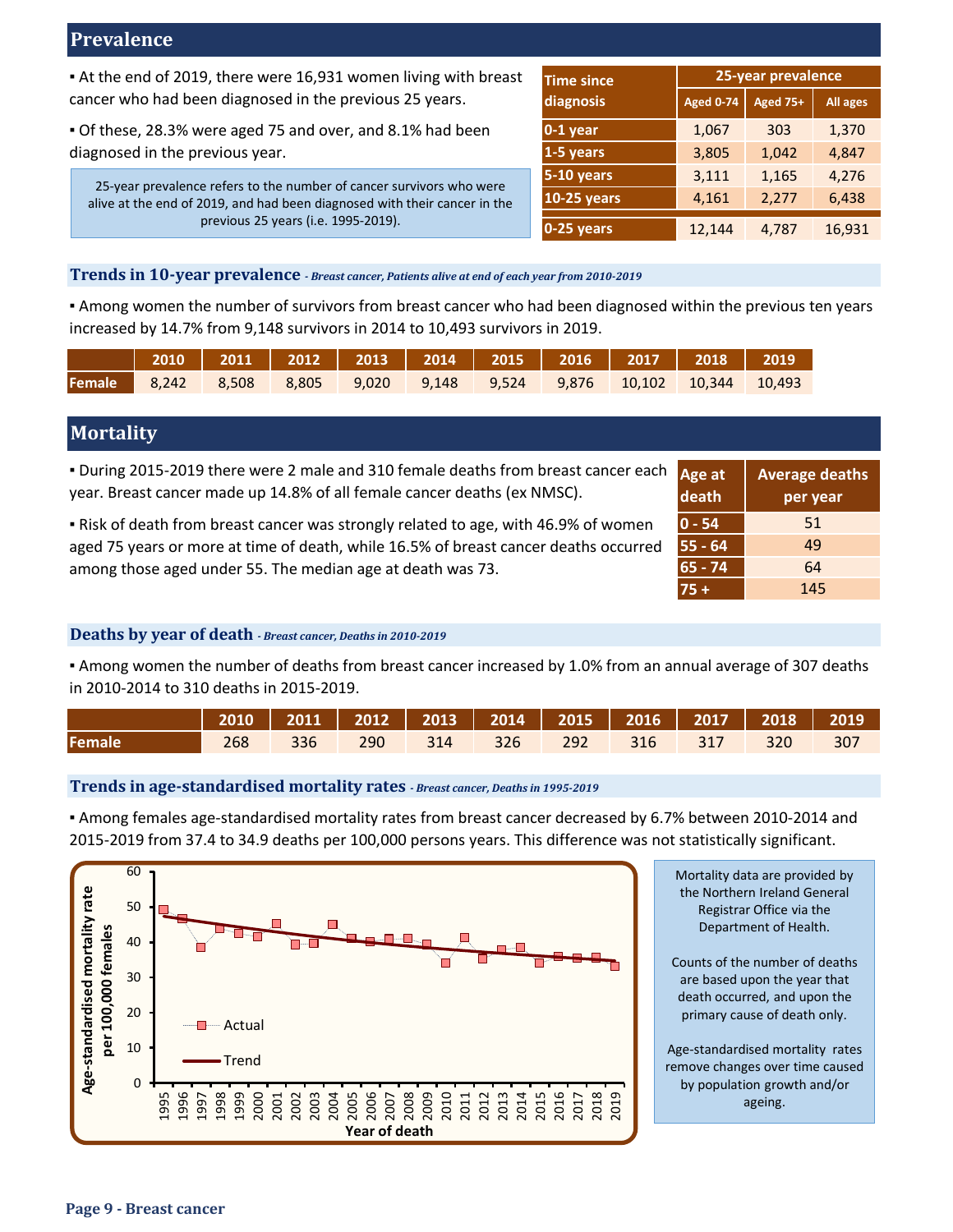## Prevalence

- At the end of 2019, there were 16,931 women living with breast cancer who had been diagnosed in the previous 25 years.
- Of these, 28.3% were aged 75 and over, and 8.1% had been diagnosed in the previous year.

25-year prevalence refers to the number of cancer survivors who were alive at the end of 2019, and had been diagnosed with their cancer in the previous 25 years (i.e. 1995-2019).

| Time since diagnosis | 25-year prevalence | | |
|---|---|---|---|
| | Aged 0-74 | Aged 75+ | All ages |
| 0-1 year | 1,067 | 303 | 1,370 |
| 1-5 years | 3,805 | 1,042 | 4,847 |
| 5-10 years | 3,111 | 1,165 | 4,276 |
| 10-25 years | 4,161 | 2,277 | 6,438 |
| 0-25 years | 12,144 | 4,787 | 16,931 |

### Trends in 10-year prevalence *- Breast cancer, Patients alive at end of each year from 2010-2019*

- Among women the number of survivors from breast cancer who had been diagnosed within the previous ten years increased by 14.7% from 9,148 survivors in 2014 to 10,493 survivors in 2019.

| | 2010 | 2011 | 2012 | 2013 | 2014 | 2015 | 2016 | 2017 | 2018 | 2019 |
|---|---|---|---|---|---|---|---|---|---|---|
| Female | 8,242 | 8,508 | 8,805 | 9,020 | 9,148 | 9,524 | 9,876 | 10,102 | 10,344 | 10,493 |

## Mortality

- During 2015-2019 there were 2 male and 310 female deaths from breast cancer each year. Breast cancer made up 14.8% of all female cancer deaths (ex NMSC).
- Risk of death from breast cancer was strongly related to age, with 46.9% of women aged 75 years or more at time of death, while 16.5% of breast cancer deaths occurred among those aged under 55. The median age at death was 73.

| Age at death | Average deaths per year |
|---|---|
| 0 - 54 | 51 |
| 55 - 64 | 49 |
| 65 - 74 | 64 |
| 75 + | 145 |

### Deaths by year of death *- Breast cancer, Deaths in 2010-2019*

- Among women the number of deaths from breast cancer increased by 1.0% from an annual average of 307 deaths in 2010-2014 to 310 deaths in 2015-2019.

| | 2010 | 2011 | 2012 | 2013 | 2014 | 2015 | 2016 | 2017 | 2018 | 2019 |
|---|---|---|---|---|---|---|---|---|---|---|
| Female | 268 | 336 | 290 | 314 | 326 | 292 | 316 | 317 | 320 | 307 |

### Trends in age-standardised mortality rates *- Breast cancer, Deaths in 1995-2019*

- Among females age-standardised mortality rates from breast cancer decreased by 6.7% between 2010-2014 and 2015-2019 from 37.4 to 34.9 deaths per 100,000 persons years. This difference was not statistically significant.

Mortality data are provided by the Northern Ireland General Registrar Office via the Department of Health.

Counts of the number of deaths are based upon the year that death occurred, and upon the primary cause of death only.

Age-standardised mortality rates remove changes over time caused by population growth and/or ageing.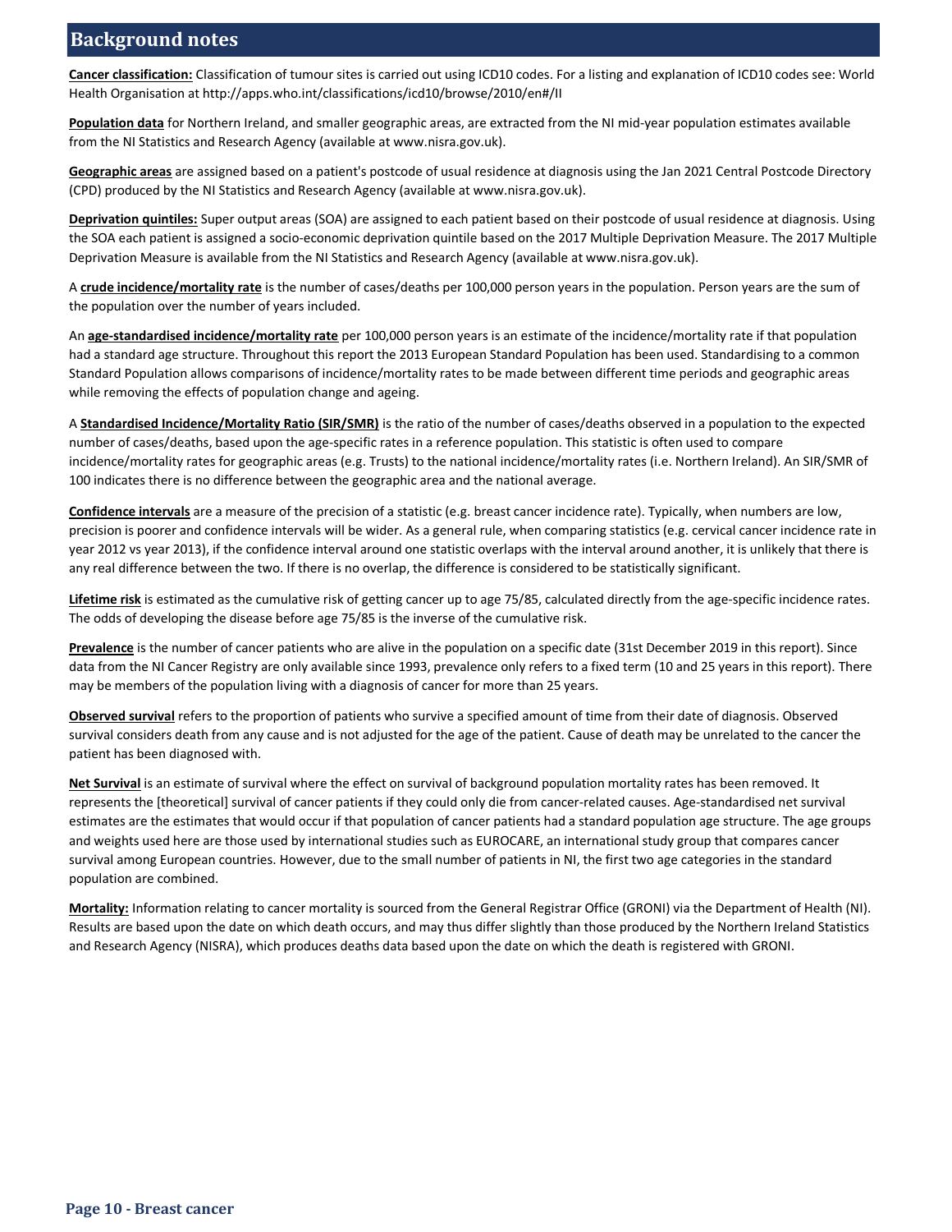## Background notes

**Cancer classification:** Classification of tumour sites is carried out using ICD10 codes. For a listing and explanation of ICD10 codes see: World Health Organisation at http://apps.who.int/classifications/icd10/browse/2010/en#/II

**Population data** for Northern Ireland, and smaller geographic areas, are extracted from the NI mid-year population estimates available from the NI Statistics and Research Agency (available at www.nisra.gov.uk).

**Geographic areas** are assigned based on a patient's postcode of usual residence at diagnosis using the Jan 2021 Central Postcode Directory (CPD) produced by the NI Statistics and Research Agency (available at www.nisra.gov.uk).

**Deprivation quintiles:** Super output areas (SOA) are assigned to each patient based on their postcode of usual residence at diagnosis. Using the SOA each patient is assigned a socio-economic deprivation quintile based on the 2017 Multiple Deprivation Measure. The 2017 Multiple Deprivation Measure is available from the NI Statistics and Research Agency (available at www.nisra.gov.uk).

A **crude incidence/mortality rate** is the number of cases/deaths per 100,000 person years in the population. Person years are the sum of the population over the number of years included.

An **age-standardised incidence/mortality rate** per 100,000 person years is an estimate of the incidence/mortality rate if that population had a standard age structure. Throughout this report the 2013 European Standard Population has been used. Standardising to a common Standard Population allows comparisons of incidence/mortality rates to be made between different time periods and geographic areas while removing the effects of population change and ageing.

A **Standardised Incidence/Mortality Ratio (SIR/SMR)** is the ratio of the number of cases/deaths observed in a population to the expected number of cases/deaths, based upon the age-specific rates in a reference population. This statistic is often used to compare incidence/mortality rates for geographic areas (e.g. Trusts) to the national incidence/mortality rates (i.e. Northern Ireland). An SIR/SMR of 100 indicates there is no difference between the geographic area and the national average.

**Confidence intervals** are a measure of the precision of a statistic (e.g. breast cancer incidence rate). Typically, when numbers are low, precision is poorer and confidence intervals will be wider. As a general rule, when comparing statistics (e.g. cervical cancer incidence rate in year 2012 vs year 2013), if the confidence interval around one statistic overlaps with the interval around another, it is unlikely that there is any real difference between the two. If there is no overlap, the difference is considered to be statistically significant.

**Lifetime risk** is estimated as the cumulative risk of getting cancer up to age 75/85, calculated directly from the age-specific incidence rates. The odds of developing the disease before age 75/85 is the inverse of the cumulative risk.

**Prevalence** is the number of cancer patients who are alive in the population on a specific date (31st December 2019 in this report). Since data from the NI Cancer Registry are only available since 1993, prevalence only refers to a fixed term (10 and 25 years in this report). There may be members of the population living with a diagnosis of cancer for more than 25 years.

**Observed survival** refers to the proportion of patients who survive a specified amount of time from their date of diagnosis. Observed survival considers death from any cause and is not adjusted for the age of the patient. Cause of death may be unrelated to the cancer the patient has been diagnosed with.

**Net Survival** is an estimate of survival where the effect on survival of background population mortality rates has been removed. It represents the [theoretical] survival of cancer patients if they could only die from cancer-related causes. Age-standardised net survival estimates are the estimates that would occur if that population of cancer patients had a standard population age structure. The age groups and weights used here are those used by international studies such as EUROCARE, an international study group that compares cancer survival among European countries. However, due to the small number of patients in NI, the first two age categories in the standard population are combined.

**Mortality:** Information relating to cancer mortality is sourced from the General Registrar Office (GRONI) via the Department of Health (NI). Results are based upon the date on which death occurs, and may thus differ slightly than those produced by the Northern Ireland Statistics and Research Agency (NISRA), which produces deaths data based upon the date on which the death is registered with GRONI.